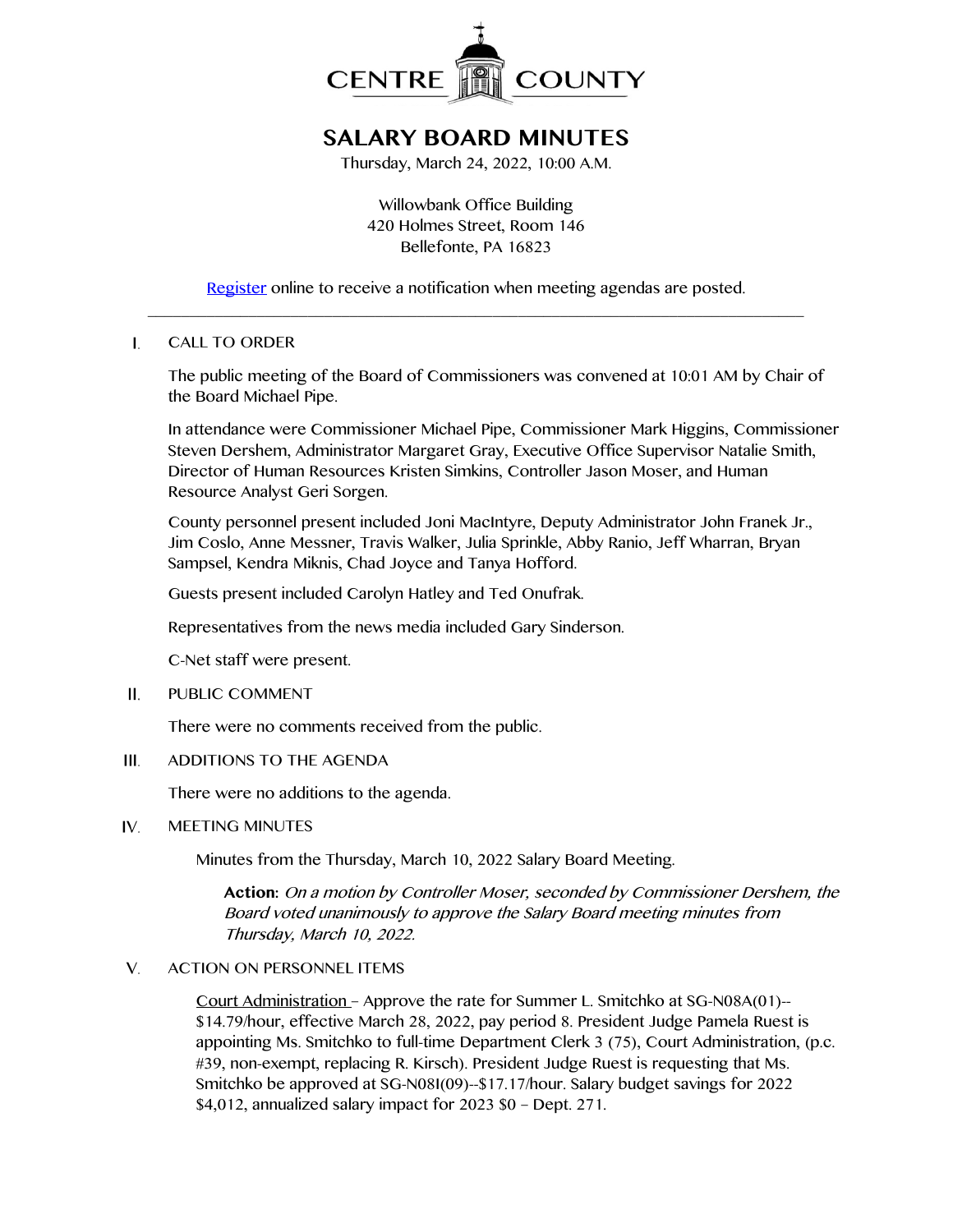# CENTRE COUNTY

## SALARY BOARD MINUTES

Thursday, March 24, 2022, 10:00 A.M.

Willowbank Office Building
420 Holmes Street, Room 146
Bellefonte, PA 16823

[Register](#) online to receive a notification when meeting agendas are posted.

---

I. CALL TO ORDER

The public meeting of the Board of Commissioners was convened at 10:01 AM by Chair of the Board Michael Pipe.

In attendance were Commissioner Michael Pipe, Commissioner Mark Higgins, Commissioner Steven Dershem, Administrator Margaret Gray, Executive Office Supervisor Natalie Smith, Director of Human Resources Kristen Simkins, Controller Jason Moser, and Human Resource Analyst Geri Sorgen.

County personnel present included Joni MacIntyre, Deputy Administrator John Franek Jr., Jim Coslo, Anne Messner, Travis Walker, Julia Sprinkle, Abby Ranio, Jeff Wharran, Bryan Sampsel, Kendra Miknis, Chad Joyce and Tanya Hofford.

Guests present included Carolyn Hatley and Ted Onufrak.

Representatives from the news media included Gary Sinderson.

C-Net staff were present.

II. PUBLIC COMMENT

There were no comments received from the public.

III. ADDITIONS TO THE AGENDA

There were no additions to the agenda.

IV. MEETING MINUTES

Minutes from the Thursday, March 10, 2022 Salary Board Meeting.

**Action:** *On a motion by Controller Moser, seconded by Commissioner Dershem, the Board voted unanimously to approve the Salary Board meeting minutes from Thursday, March 10, 2022.*

V. ACTION ON PERSONNEL ITEMS

Court Administration – Approve the rate for Summer L. Smitchko at SG-N08A(01)--$14.79/hour, effective March 28, 2022, pay period 8. President Judge Pamela Ruest is appointing Ms. Smitchko to full-time Department Clerk 3 (75), Court Administration, (p.c. #39, non-exempt, replacing R. Kirsch). President Judge Ruest is requesting that Ms. Smitchko be approved at SG-N08I(09)--$17.17/hour. Salary budget savings for 2022 $4,012, annualized salary impact for 2023 $0 – Dept. 271.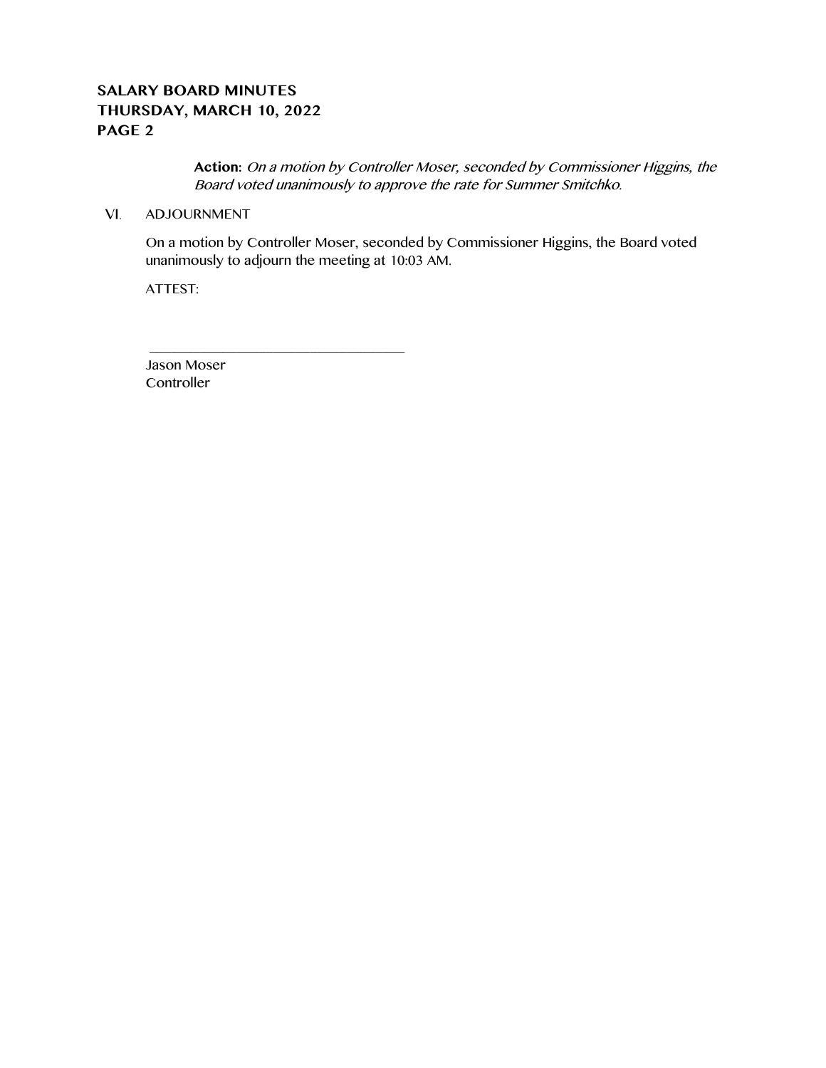**Action:** *On a motion by Controller Moser, seconded by Commissioner Higgins, the Board voted unanimously to approve the rate for Summer Smitchko.*

VI. ADJOURNMENT

On a motion by Controller Moser, seconded by Commissioner Higgins, the Board voted unanimously to adjourn the meeting at 10:03 AM.

ATTEST:

___________________________________

Jason Moser
Controller